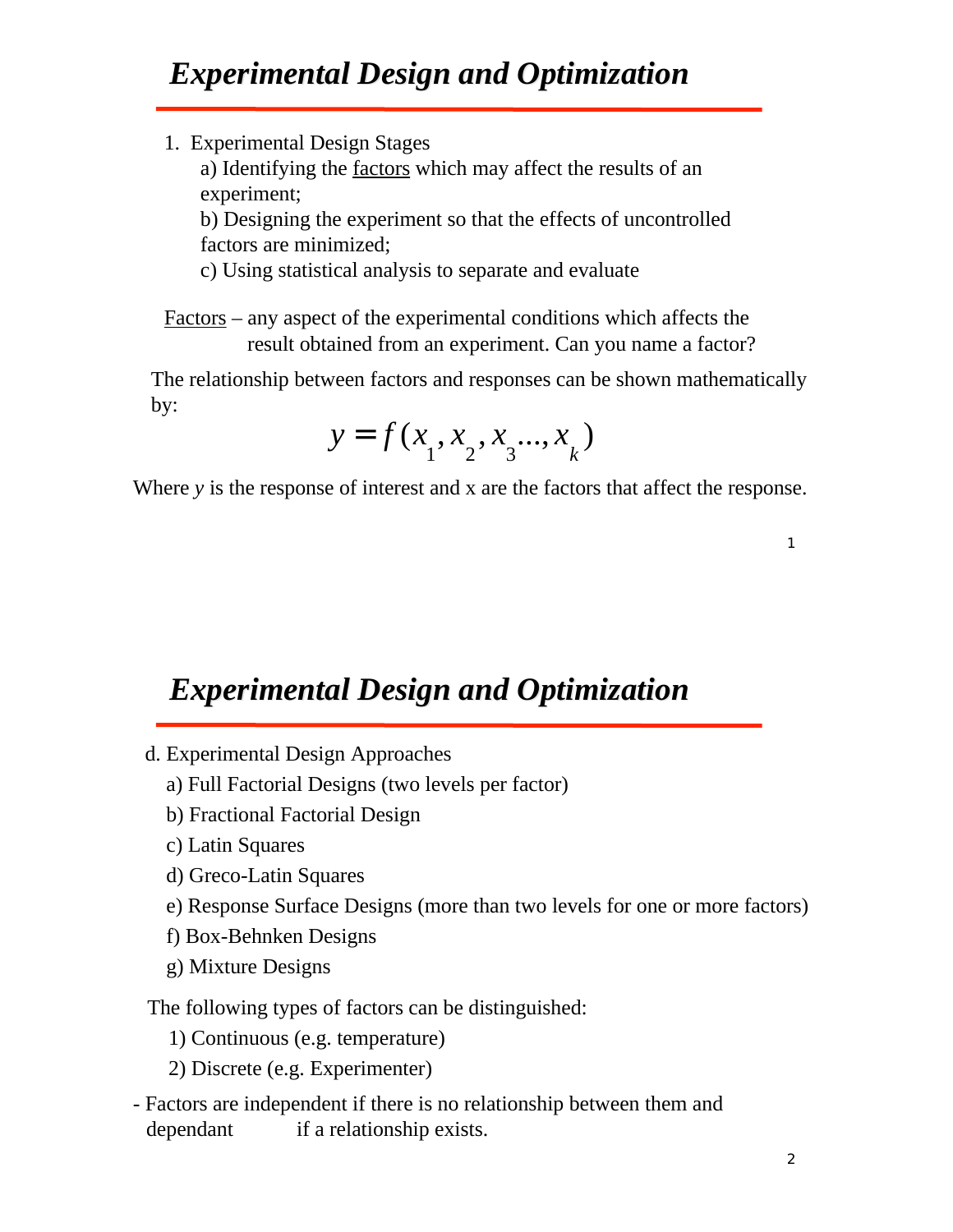# Experimental Design and Optimization

1. Experimental Design Stages

   a) Identifying the <u>factors</u> which may affect the results of an experiment;

   b) Designing the experiment so that the effects of uncontrolled factors are minimized;

   c) Using statistical analysis to separate and evaluate

<u>Factors</u> – any aspect of the experimental conditions which affects the result obtained from an experiment. Can you name a factor?

The relationship between factors and responses can be shown mathematically by:

$$y = f(x_1, x_2, x_3 ..., x_k)$$

Where *y* is the response of interest and x are the factors that affect the response.

# Experimental Design and Optimization

d. Experimental Design Approaches

   a) Full Factorial Designs (two levels per factor)

   b) Fractional Factorial Design

   c) Latin Squares

   d) Greco-Latin Squares

   e) Response Surface Designs (more than two levels for one or more factors)

   f) Box-Behnken Designs

   g) Mixture Designs

The following types of factors can be distinguished:

   1) Continuous (e.g. temperature)

   2) Discrete (e.g. Experimenter)

- Factors are independent if there is no relationship between them and dependant if a relationship exists.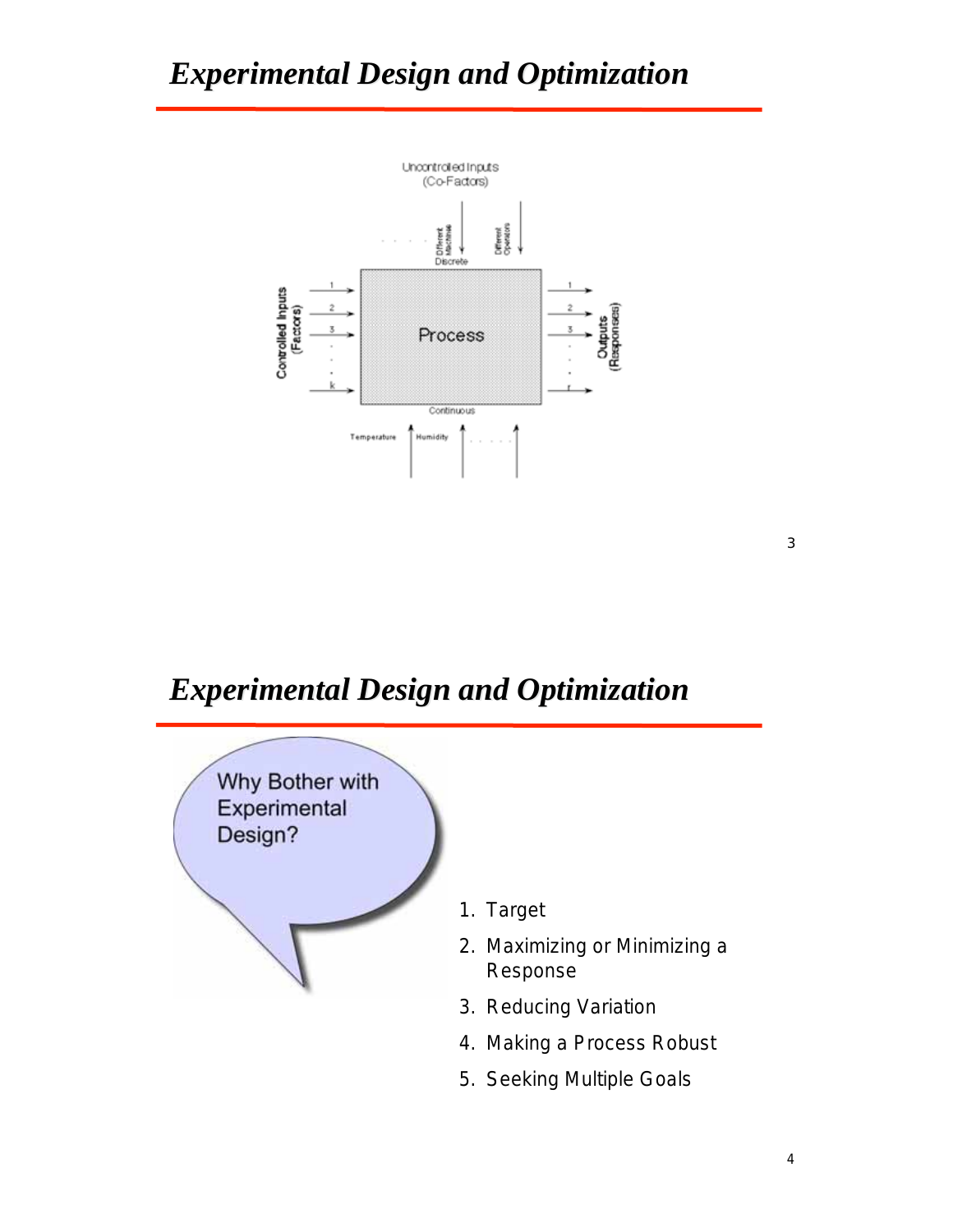# Experimental Design and Optimization

Uncontrolled Inputs (Co-Factors)

Different Machines, Different Operators — Discrete

Controlled Inputs (Factors): 1, 2, 3, ..., k

Process

Outputs (Responses): 1, 2, 3, ..., r

Continuous

Temperature, Humidity, ...

# Experimental Design and Optimization

Why Bother with Experimental Design?

1. Target
2. Maximizing or Minimizing a Response
3. Reducing Variation
4. Making a Process Robust
5. Seeking Multiple Goals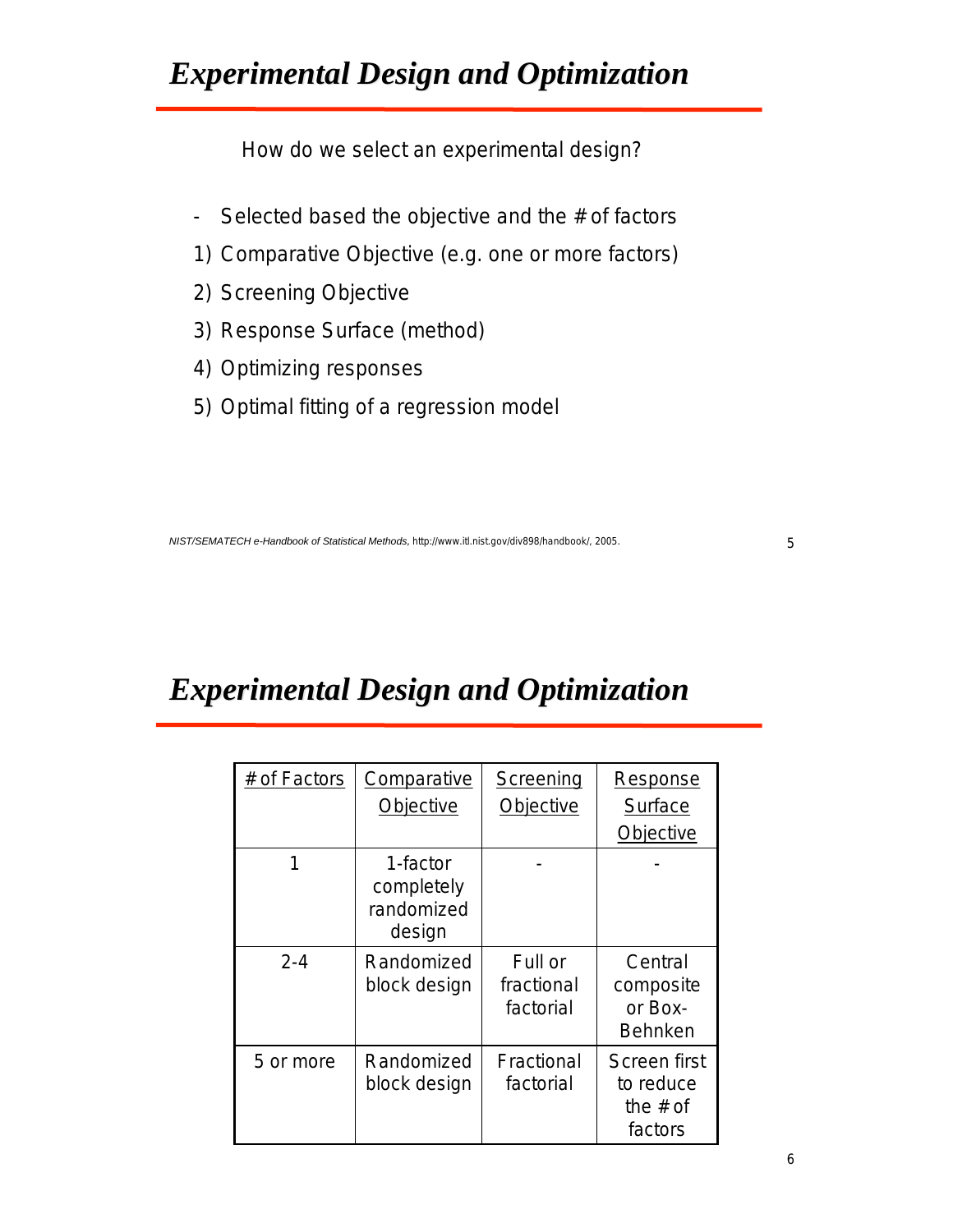## *Experimental Design and Optimization*

How do we select an experimental design?

- Selected based the objective and the # of factors

1) Comparative Objective (e.g. one or more factors)
2) Screening Objective
3) Response Surface (method)
4) Optimizing responses
5) Optimal fitting of a regression model

*NIST/SEMATECH e-Handbook of Statistical Methods*, http://www.itl.nist.gov/div898/handbook/, 2005.

## *Experimental Design and Optimization*

| # of Factors | Comparative Objective | Screening Objective | Response Surface Objective |
|---|---|---|---|
| 1 | 1-factor completely randomized design | - | - |
| 2-4 | Randomized block design | Full or fractional factorial | Central composite or Box-Behnken |
| 5 or more | Randomized block design | Fractional factorial | Screen first to reduce the # of factors |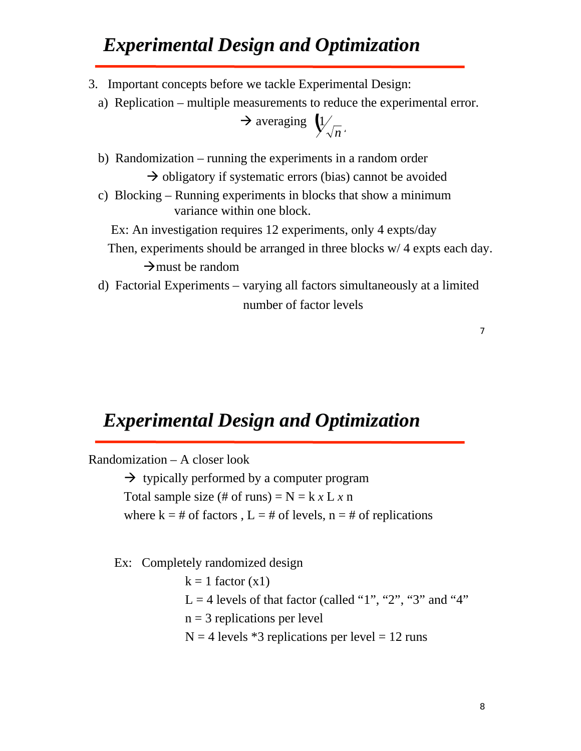## Experimental Design and Optimization

3. Important concepts before we tackle Experimental Design:
   a) Replication – multiple measurements to reduce the experimental error.

      → averaging $\left(1/\sqrt{n}\right)$

   b) Randomization – running the experiments in a random order

      → obligatory if systematic errors (bias) cannot be avoided

   c) Blocking – Running experiments in blocks that show a minimum variance within one block.

      Ex: An investigation requires 12 experiments, only 4 expts/day

      Then, experiments should be arranged in three blocks w/ 4 expts each day.

      →must be random

   d) Factorial Experiments – varying all factors simultaneously at a limited number of factor levels

## Experimental Design and Optimization

Randomization – A closer look

→ typically performed by a computer program

Total sample size (# of runs) = N = k *x* L *x* n

where k = # of factors , L = # of levels, n = # of replications

Ex: Completely randomized design

k = 1 factor (x1)

L = 4 levels of that factor (called "1", "2", "3" and "4"

n = 3 replications per level

N = 4 levels *3 replications per level = 12 runs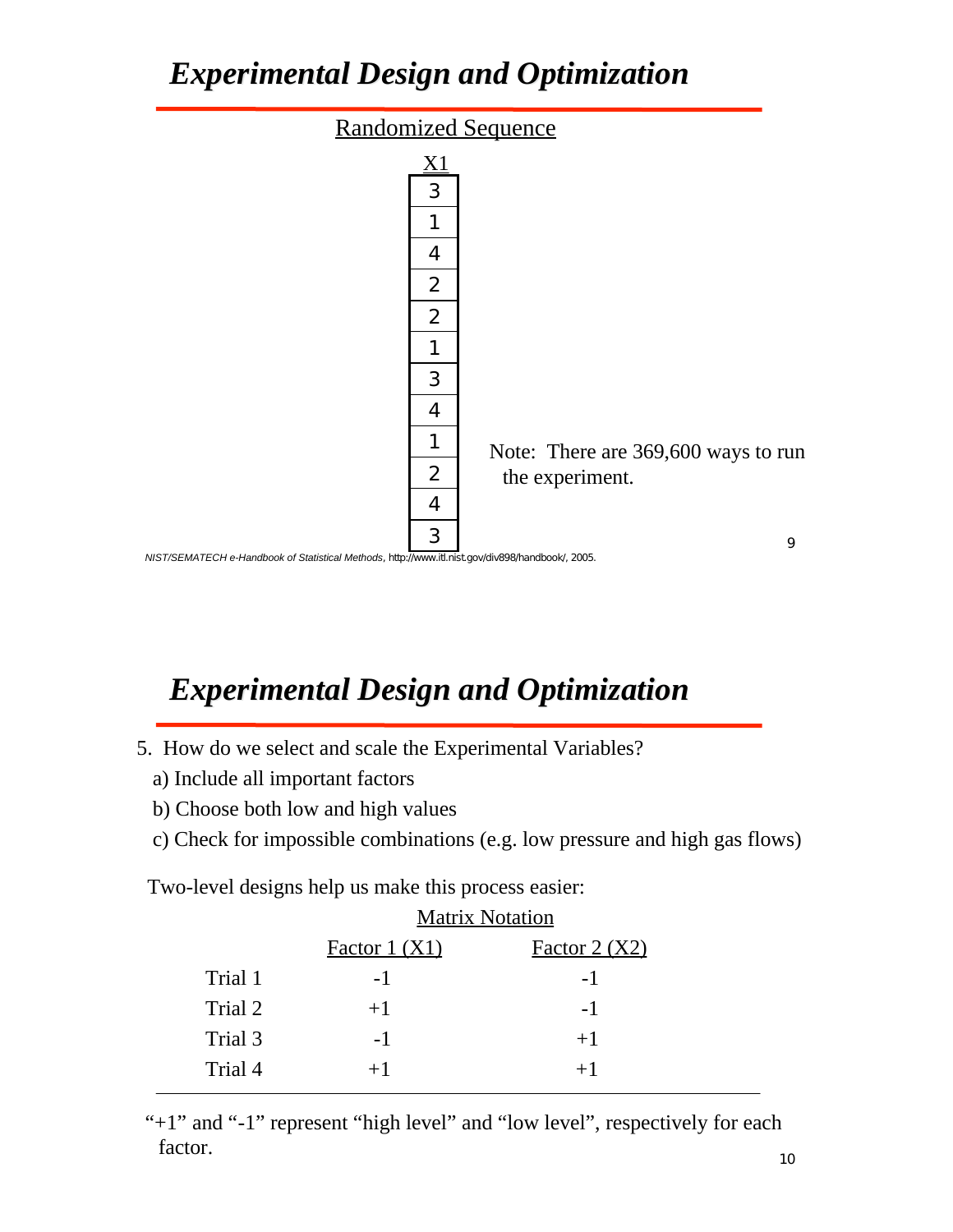## Experimental Design and Optimization

Randomized Sequence

| X1 |
|---|
| 3 |
| 1 |
| 4 |
| 2 |
| 2 |
| 1 |
| 3 |
| 4 |
| 1 |
| 2 |
| 4 |
| 3 |

Note: There are 369,600 ways to run the experiment.

*NIST/SEMATECH e-Handbook of Statistical Methods*, http://www.itl.nist.gov/div898/handbook/, 2005.

## Experimental Design and Optimization

5. How do we select and scale the Experimental Variables?
   a) Include all important factors
   b) Choose both low and high values
   c) Check for impossible combinations (e.g. low pressure and high gas flows)

Two-level designs help us make this process easier:

Matrix Notation

| | Factor 1 (X1) | Factor 2 (X2) |
|---|---|---|
| Trial 1 | -1 | -1 |
| Trial 2 | +1 | -1 |
| Trial 3 | -1 | +1 |
| Trial 4 | +1 | +1 |

"+1" and "-1" represent "high level" and "low level", respectively for each factor.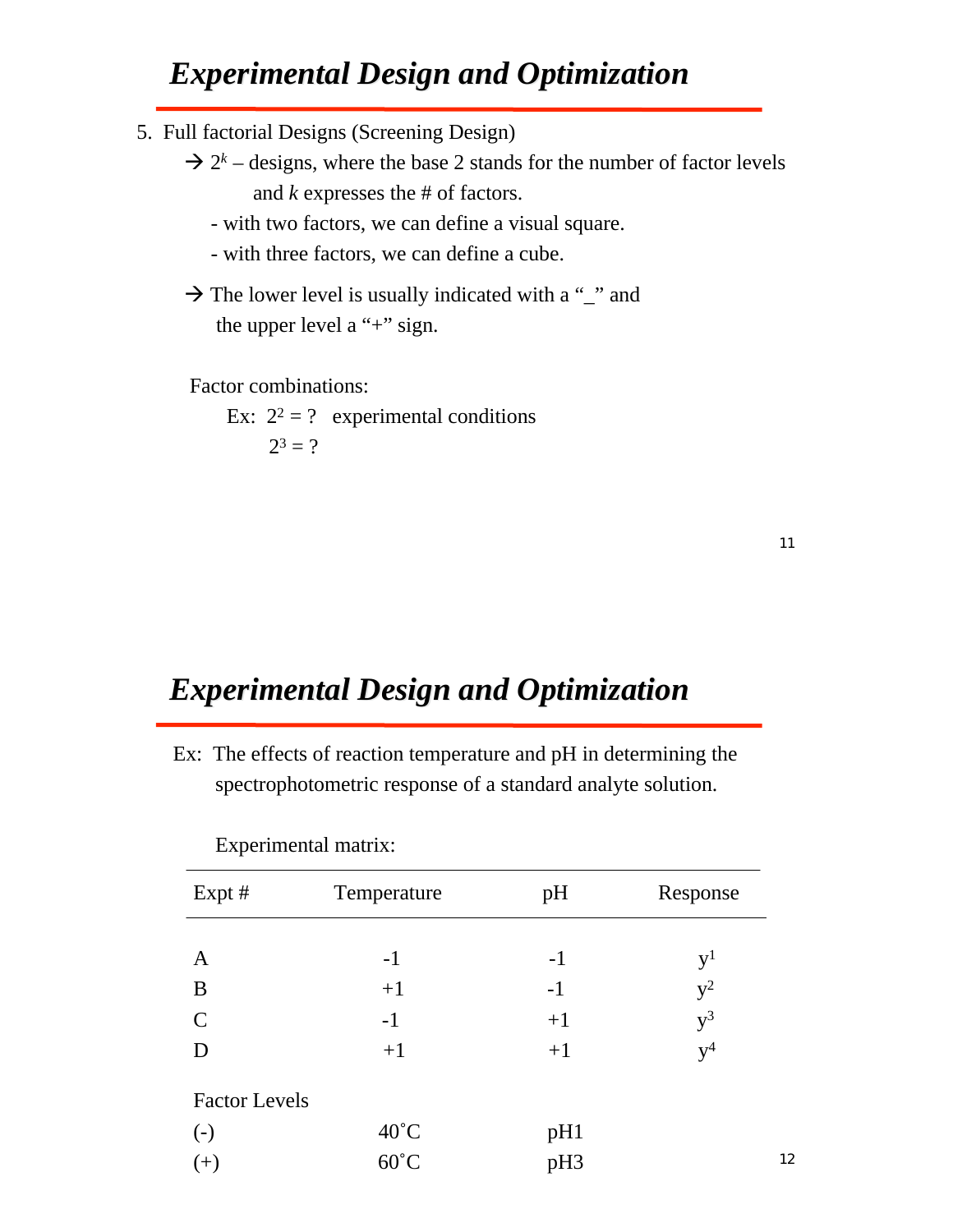## *Experimental Design and Optimization*

5. Full factorial Designs (Screening Design)

→ $2^k$ – designs, where the base 2 stands for the number of factor levels and $k$ expresses the # of factors.

- with two factors, we can define a visual square.
- with three factors, we can define a cube.

→ The lower level is usually indicated with a "_" and the upper level a "+" sign.

Factor combinations:

Ex: $2^2$ = ? experimental conditions

$2^3$ = ?

## *Experimental Design and Optimization*

Ex: The effects of reaction temperature and pH in determining the spectrophotometric response of a standard analyte solution.

Experimental matrix:

| Expt # | Temperature | pH | Response |
|---|---|---|---|
| A | -1 | -1 | $y^1$ |
| B | +1 | -1 | $y^2$ |
| C | -1 | +1 | $y^3$ |
| D | +1 | +1 | $y^4$ |

| Factor Levels | | |
|---|---|---|
| (-) | 40˚C | pH1 |
| (+) | 60˚C | pH3 |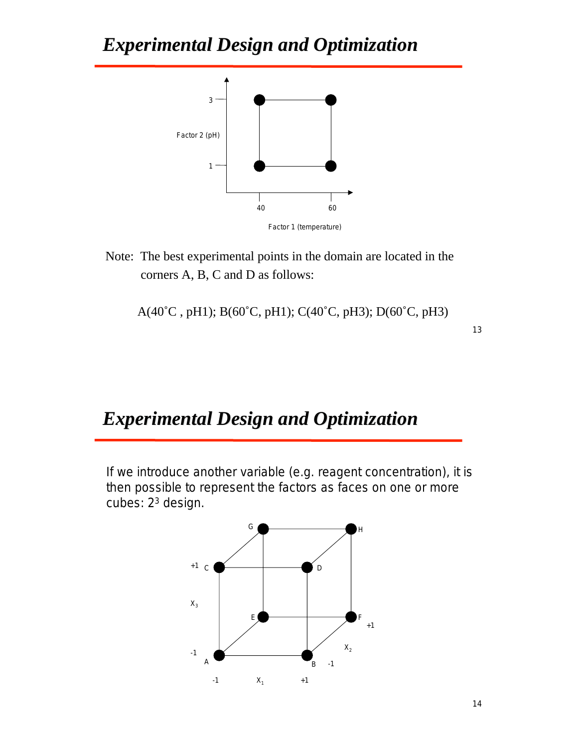# Experimental Design and Optimization

Note: The best experimental points in the domain are located in the corners A, B, C and D as follows:

A(40˚C , pH1); B(60˚C, pH1); C(40˚C, pH3); D(60˚C, pH3)

# Experimental Design and Optimization

If we introduce another variable (e.g. reagent concentration), it is then possible to represent the factors as faces on one or more cubes: $2^3$ design.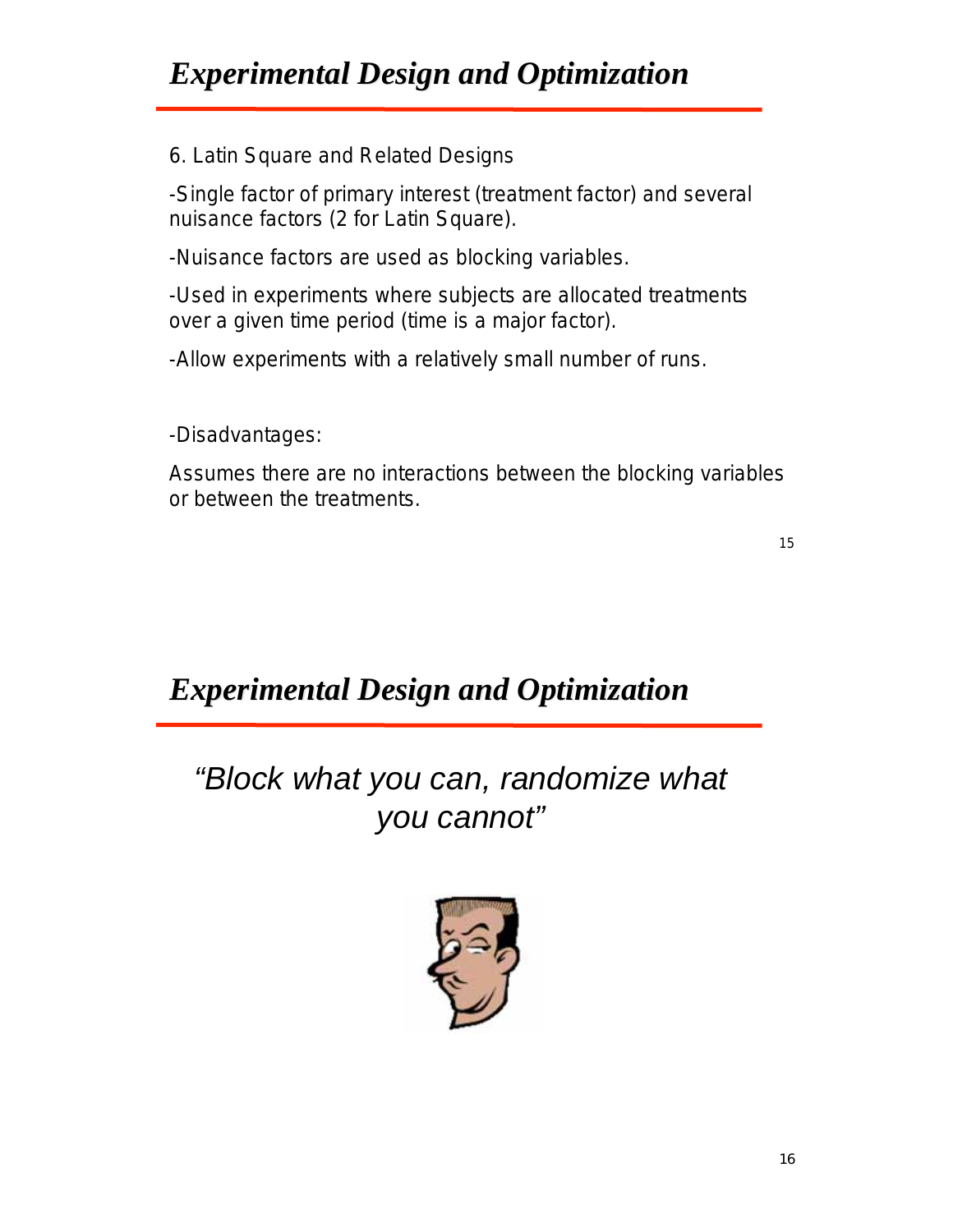## Experimental Design and Optimization

6. Latin Square and Related Designs

-Single factor of primary interest (treatment factor) and several nuisance factors (2 for Latin Square).

-Nuisance factors are used as blocking variables.

-Used in experiments where subjects are allocated treatments over a given time period (time is a major factor).

-Allow experiments with a relatively small number of runs.

-Disadvantages:

Assumes there are no interactions between the blocking variables or between the treatments.

## Experimental Design and Optimization

*"Block what you can, randomize what you cannot"*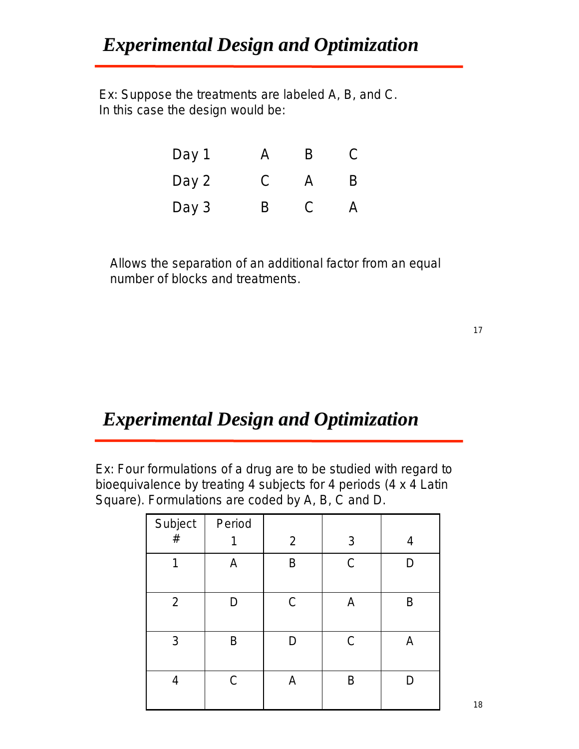## Experimental Design and Optimization

Ex: Suppose the treatments are labeled A, B, and C.
In this case the design would be:

| | | | |
|---|---|---|---|
| Day 1 | A | B | C |
| Day 2 | C | A | B |
| Day 3 | B | C | A |

Allows the separation of an additional factor from an equal number of blocks and treatments.

## Experimental Design and Optimization

Ex: Four formulations of a drug are to be studied with regard to bioequivalence by treating 4 subjects for 4 periods (4 x 4 Latin Square). Formulations are coded by A, B, C and D.

| Subject # | Period 1 | 2 | 3 | 4 |
|---|---|---|---|---|
| 1 | A | B | C | D |
| 2 | D | C | A | B |
| 3 | B | D | C | A |
| 4 | C | A | B | D |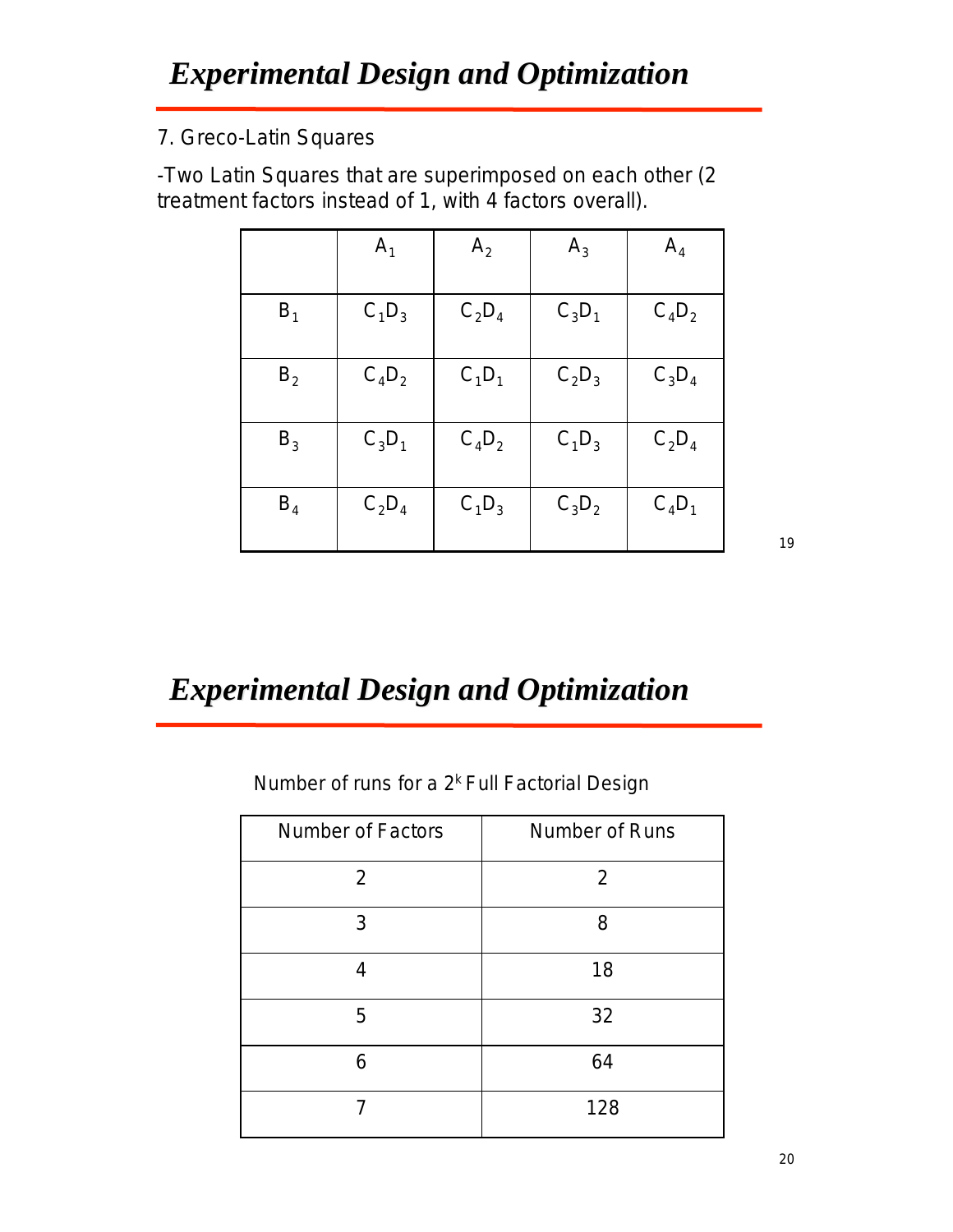# *Experimental Design and Optimization*

7. Greco-Latin Squares

-Two Latin Squares that are superimposed on each other (2 treatment factors instead of 1, with 4 factors overall).

| | $A_1$ | $A_2$ | $A_3$ | $A_4$ |
|---|---|---|---|---|
| $B_1$ | $C_1D_3$ | $C_2D_4$ | $C_3D_1$ | $C_4D_2$ |
| $B_2$ | $C_4D_2$ | $C_1D_1$ | $C_2D_3$ | $C_3D_4$ |
| $B_3$ | $C_3D_1$ | $C_4D_2$ | $C_1D_3$ | $C_2D_4$ |
| $B_4$ | $C_2D_4$ | $C_1D_3$ | $C_3D_2$ | $C_4D_1$ |

# *Experimental Design and Optimization*

Number of runs for a $2^k$ Full Factorial Design

| Number of Factors | Number of Runs |
|---|---|
| 2 | 2 |
| 3 | 8 |
| 4 | 18 |
| 5 | 32 |
| 6 | 64 |
| 7 | 128 |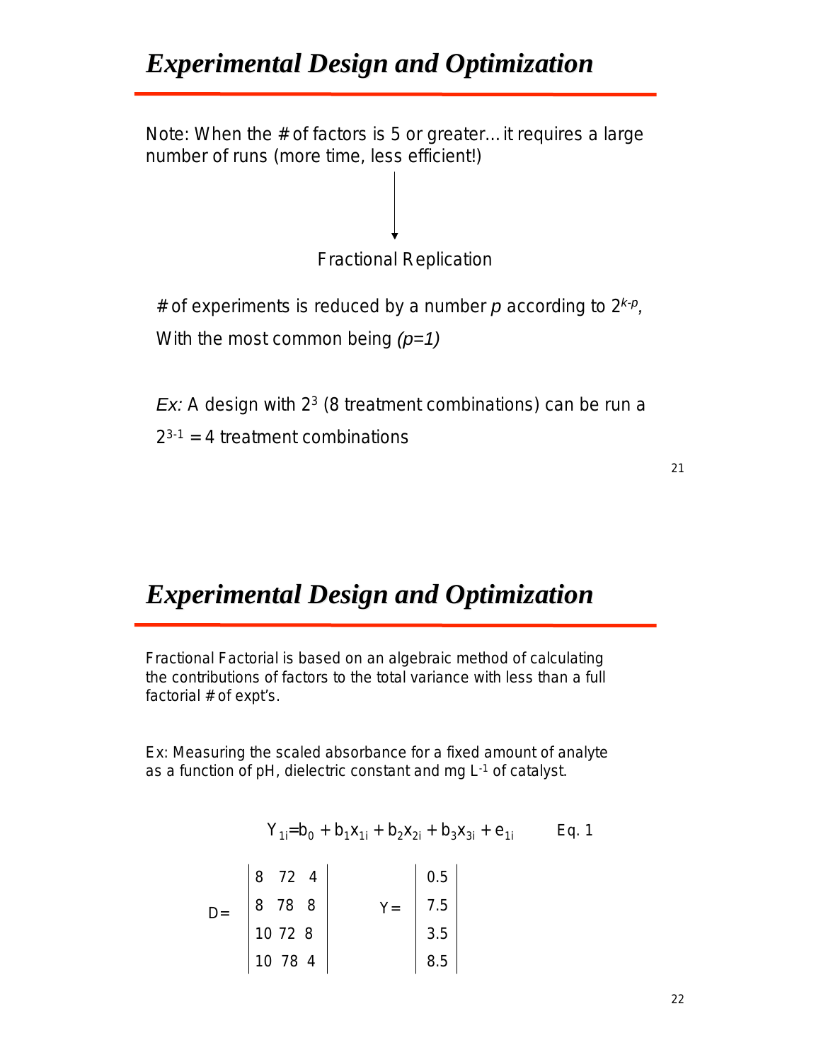## *Experimental Design and Optimization*

Note: When the # of factors is 5 or greater… it requires a large number of runs (more time, less efficient!)

↓

Fractional Replication

# of experiments is reduced by a number $p$ according to $2^{k-p}$,
With the most common being *(p=1)*

*Ex:* A design with $2^3$ (8 treatment combinations) can be run a $2^{3-1} = 4$ treatment combinations

## *Experimental Design and Optimization*

Fractional Factorial is based on an algebraic method of calculating the contributions of factors to the total variance with less than a full factorial # of expt's.

Ex: Measuring the scaled absorbance for a fixed amount of analyte as a function of pH, dielectric constant and mg $L^{-1}$ of catalyst.

$$Y_{1i} = b_0 + b_1 x_{1i} + b_2 x_{2i} + b_3 x_{3i} + e_{1i} \qquad \text{Eq. 1}$$

$$D = \begin{vmatrix} 8 & 72 & 4 \\ 8 & 78 & 8 \\ 10 & 72 & 8 \\ 10 & 78 & 4 \end{vmatrix} \qquad Y = \begin{vmatrix} 0.5 \\ 7.5 \\ 3.5 \\ 8.5 \end{vmatrix}$$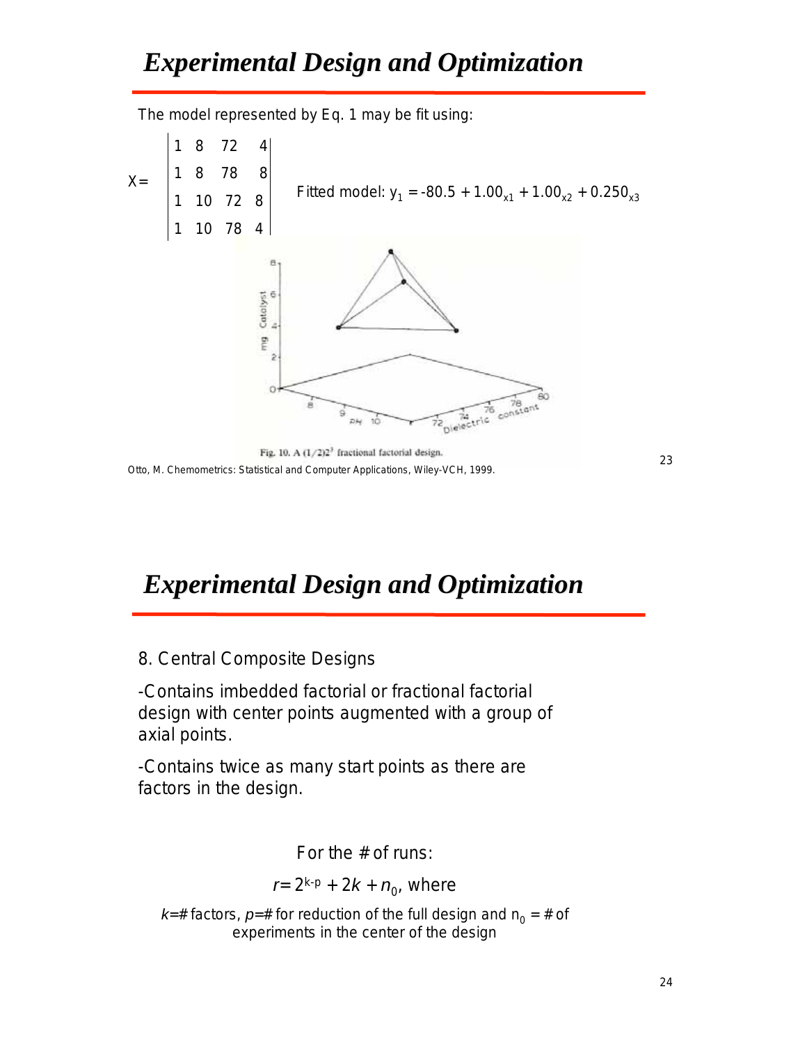## Experimental Design and Optimization

The model represented by Eq. 1 may be fit using:

$$X = \begin{vmatrix} 1 & 8 & 72 & 4 \\ 1 & 8 & 78 & 8 \\ 1 & 10 & 72 & 8 \\ 1 & 10 & 78 & 4 \end{vmatrix}$$

Fitted model: $y_1 = -80.5 + 1.00_{x1} + 1.00_{x2} + 0.250_{x3}$

Fig. 10. A $(1/2)2^3$ fractional factorial design.

Otto, M. Chemometrics: Statistical and Computer Applications, Wiley-VCH, 1999.

## Experimental Design and Optimization

8. Central Composite Designs

-Contains imbedded factorial or fractional factorial design with center points augmented with a group of axial points.

-Contains twice as many start points as there are factors in the design.

For the # of runs:

$$r = 2^{k-p} + 2k + n_0, \text{ where}$$

$k$=# factors, $p$=# for reduction of the full design and $n_0$ = # of experiments in the center of the design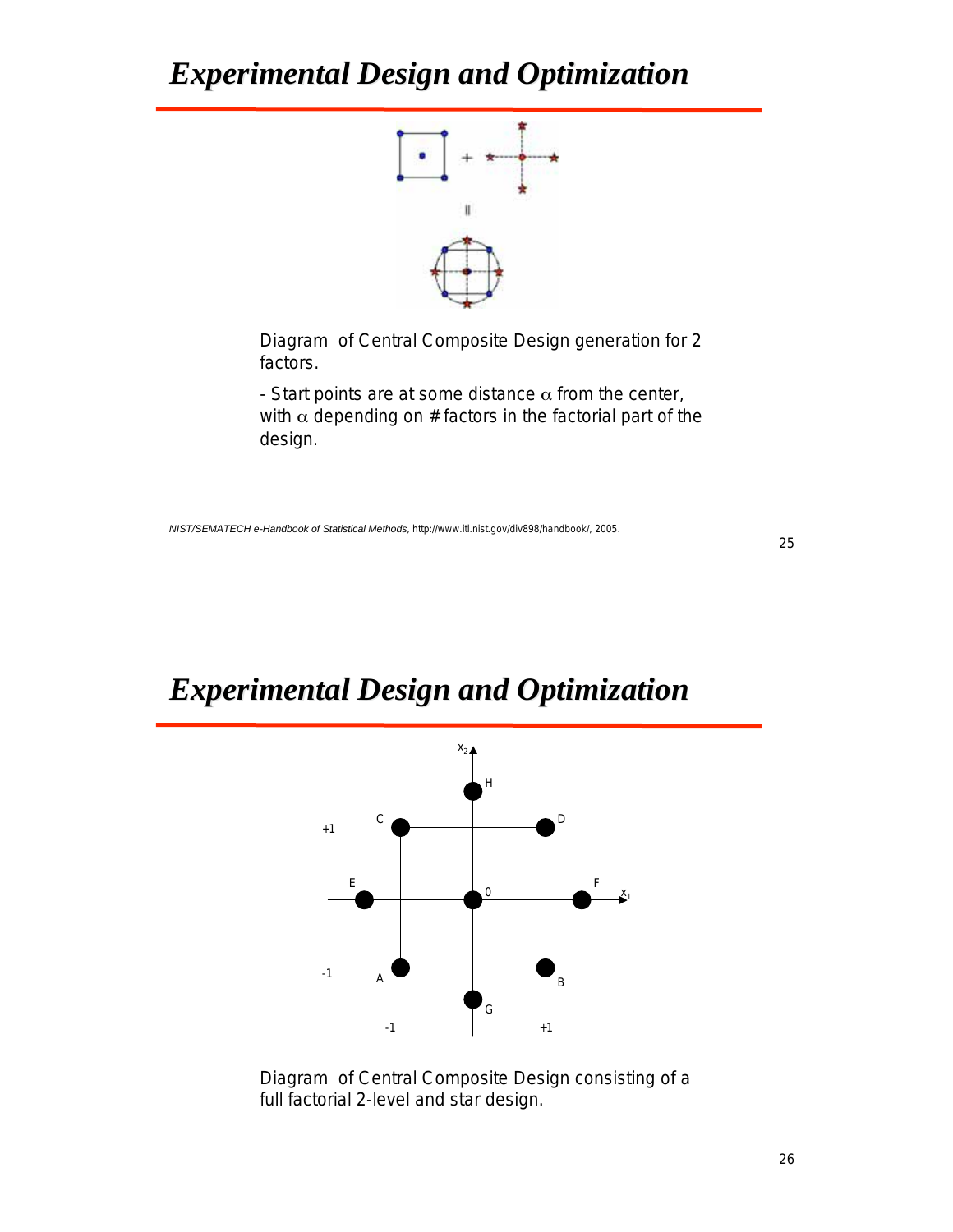# Experimental Design and Optimization

Diagram of Central Composite Design generation for 2 factors.

- Start points are at some distance $\alpha$ from the center, with $\alpha$ depending on # factors in the factorial part of the design.

*NIST/SEMATECH e-Handbook of Statistical Methods*, http://www.itl.nist.gov/div898/handbook/, 2005.

# Experimental Design and Optimization

Diagram of Central Composite Design consisting of a full factorial 2-level and star design.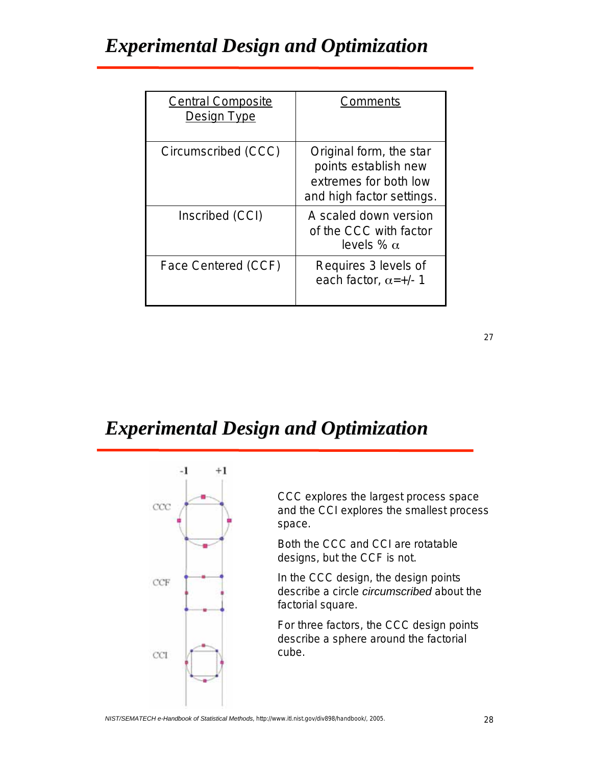# Experimental Design and Optimization

| Central Composite Design Type | Comments |
|---|---|
| Circumscribed (CCC) | Original form, the star points establish new extremes for both low and high factor settings. |
| Inscribed (CCI) | A scaled down version of the CCC with factor levels % $\alpha$ |
| Face Centered (CCF) | Requires 3 levels of each factor, $\alpha$=+/- 1 |

# Experimental Design and Optimization

CCC explores the largest process space and the CCI explores the smallest process space.

Both the CCC and CCI are rotatable designs, but the CCF is not.

In the CCC design, the design points describe a circle *circumscribed* about the factorial square.

For three factors, the CCC design points describe a sphere around the factorial cube.

*NIST/SEMATECH e-Handbook of Statistical Methods,* http://www.itl.nist.gov/div898/handbook/, 2005.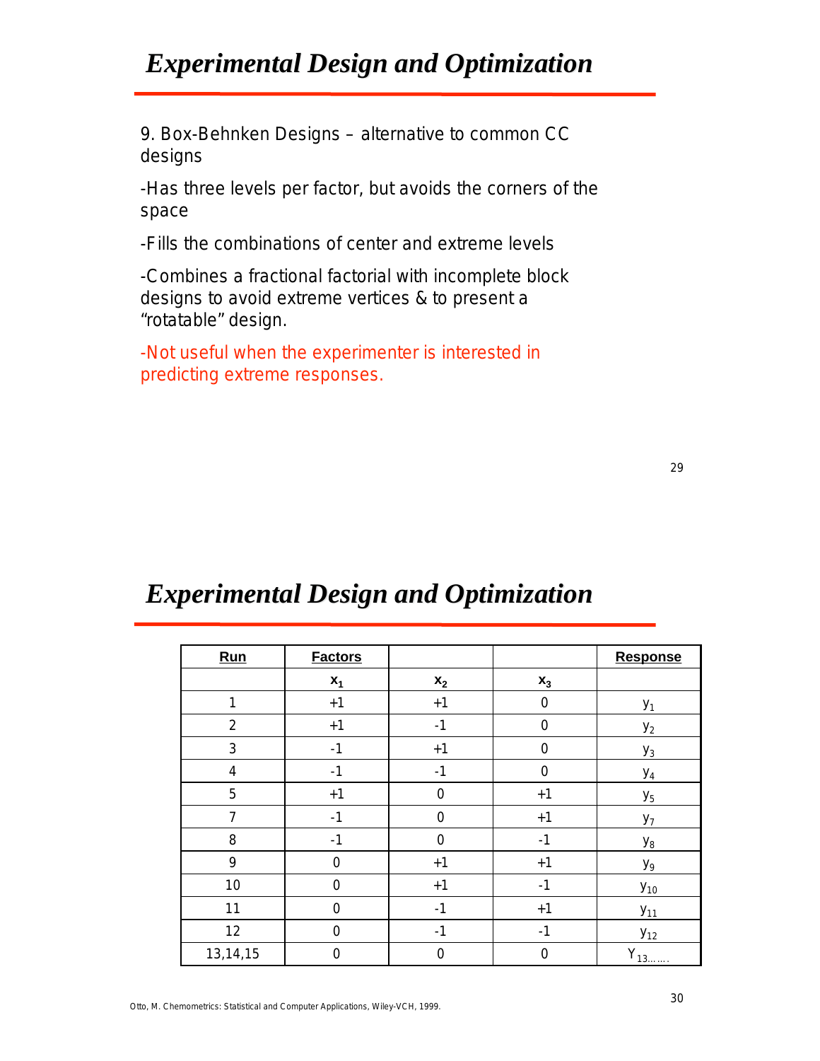## Experimental Design and Optimization

9. Box-Behnken Designs – alternative to common CC designs

-Has three levels per factor, but avoids the corners of the space

-Fills the combinations of center and extreme levels

-Combines a fractional factorial with incomplete block designs to avoid extreme vertices & to present a "rotatable" design.

-Not useful when the experimenter is interested in predicting extreme responses.

## Experimental Design and Optimization

| **Run** | **Factors** | | | **Response** |
|---|---|---|---|---|
| | $x_1$ | $x_2$ | $x_3$ | |
| 1 | +1 | +1 | 0 | $y_1$ |
| 2 | +1 | -1 | 0 | $y_2$ |
| 3 | -1 | +1 | 0 | $y_3$ |
| 4 | -1 | -1 | 0 | $y_4$ |
| 5 | +1 | 0 | +1 | $y_5$ |
| 7 | -1 | 0 | +1 | $y_7$ |
| 8 | -1 | 0 | -1 | $y_8$ |
| 9 | 0 | +1 | +1 | $y_9$ |
| 10 | 0 | +1 | -1 | $y_{10}$ |
| 11 | 0 | -1 | +1 | $y_{11}$ |
| 12 | 0 | -1 | -1 | $y_{12}$ |
| 13,14,15 | 0 | 0 | 0 | $Y_{13}$……. |

Otto, M. Chemometrics: Statistical and Computer Applications, Wiley-VCH, 1999.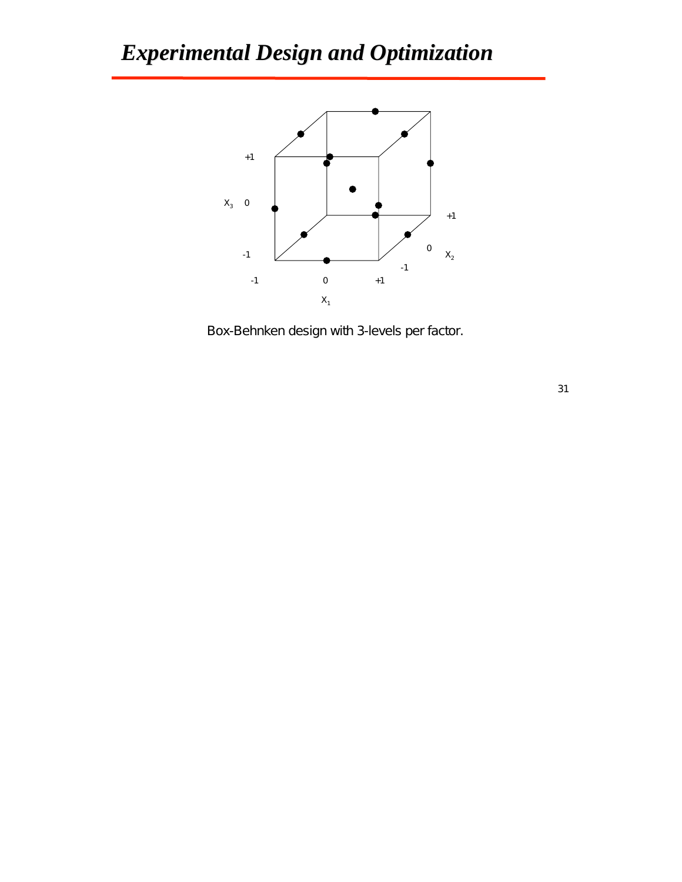# Experimental Design and Optimization

+1

$X_3$ 0

-1

-1 0 +1

$X_1$

+1

0 $X_2$

-1

Box-Behnken design with 3-levels per factor.